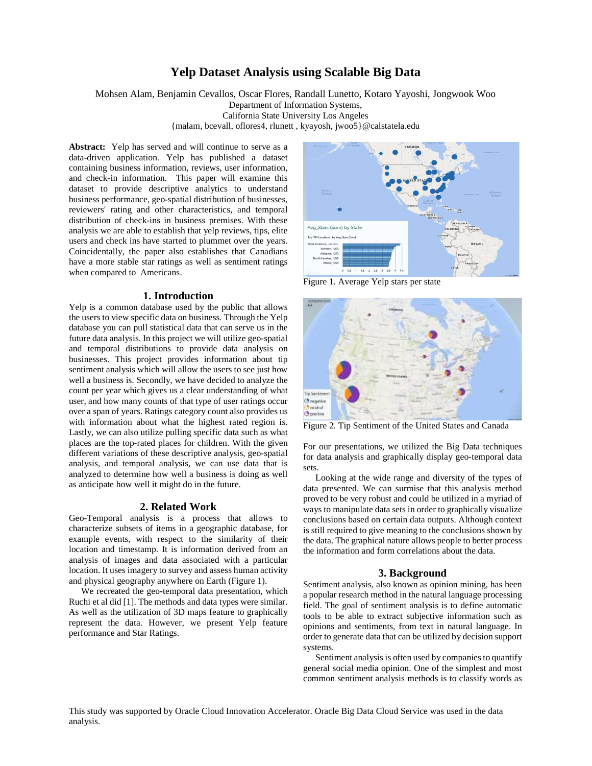# Yelp Dataset Analysis using Scalable Big Data

Mohsen Alam, Benjamin Cevallos, Oscar Flores, Randall Lunetto, Kotaro Yayoshi, Jongwook Woo
Department of Information Systems,
California State University Los Angeles
{malam, bcevall, oflores4, rlunett , kyayosh, jwoo5}@calstatela.edu

**Abstract:** Yelp has served and will continue to serve as a data-driven application. Yelp has published a dataset containing business information, reviews, user information, and check-in information. This paper will examine this dataset to provide descriptive analytics to understand business performance, geo-spatial distribution of businesses, reviewers' rating and other characteristics, and temporal distribution of check-ins in business premises. With these analysis we are able to establish that yelp reviews, tips, elite users and check ins have started to plummet over the years. Coincidentally, the paper also establishes that Canadians have a more stable star ratings as well as sentiment ratings when compared to Americans.

## 1. Introduction

Yelp is a common database used by the public that allows the users to view specific data on business. Through the Yelp database you can pull statistical data that can serve us in the future data analysis. In this project we will utilize geo-spatial and temporal distributions to provide data analysis on businesses. This project provides information about tip sentiment analysis which will allow the users to see just how well a business is. Secondly, we have decided to analyze the count per year which gives us a clear understanding of what user, and how many counts of that type of user ratings occur over a span of years. Ratings category count also provides us with information about what the highest rated region is. Lastly, we can also utilize pulling specific data such as what places are the top-rated places for children. With the given different variations of these descriptive analysis, geo-spatial analysis, and temporal analysis, we can use data that is analyzed to determine how well a business is doing as well as anticipate how well it might do in the future.

## 2. Related Work

Geo-Temporal analysis is a process that allows to characterize subsets of items in a geographic database, for example events, with respect to the similarity of their location and timestamp. It is information derived from an analysis of images and data associated with a particular location. It uses imagery to survey and assess human activity and physical geography anywhere on Earth (Figure 1).

We recreated the geo-temporal data presentation, which Ruchi et al did [1]. The methods and data types were similar. As well as the utilization of 3D maps feature to graphically represent the data. However, we present Yelp feature performance and Star Ratings.

Figure 1. Average Yelp stars per state

Figure 2. Tip Sentiment of the United States and Canada

For our presentations, we utilized the Big Data techniques for data analysis and graphically display geo-temporal data sets.

Looking at the wide range and diversity of the types of data presented. We can surmise that this analysis method proved to be very robust and could be utilized in a myriad of ways to manipulate data sets in order to graphically visualize conclusions based on certain data outputs. Although context is still required to give meaning to the conclusions shown by the data. The graphical nature allows people to better process the information and form correlations about the data.

## 3. Background

Sentiment analysis, also known as opinion mining, has been a popular research method in the natural language processing field. The goal of sentiment analysis is to define automatic tools to be able to extract subjective information such as opinions and sentiments, from text in natural language. In order to generate data that can be utilized by decision support systems.

Sentiment analysis is often used by companies to quantify general social media opinion. One of the simplest and most common sentiment analysis methods is to classify words as

This study was supported by Oracle Cloud Innovation Accelerator. Oracle Big Data Cloud Service was used in the data analysis.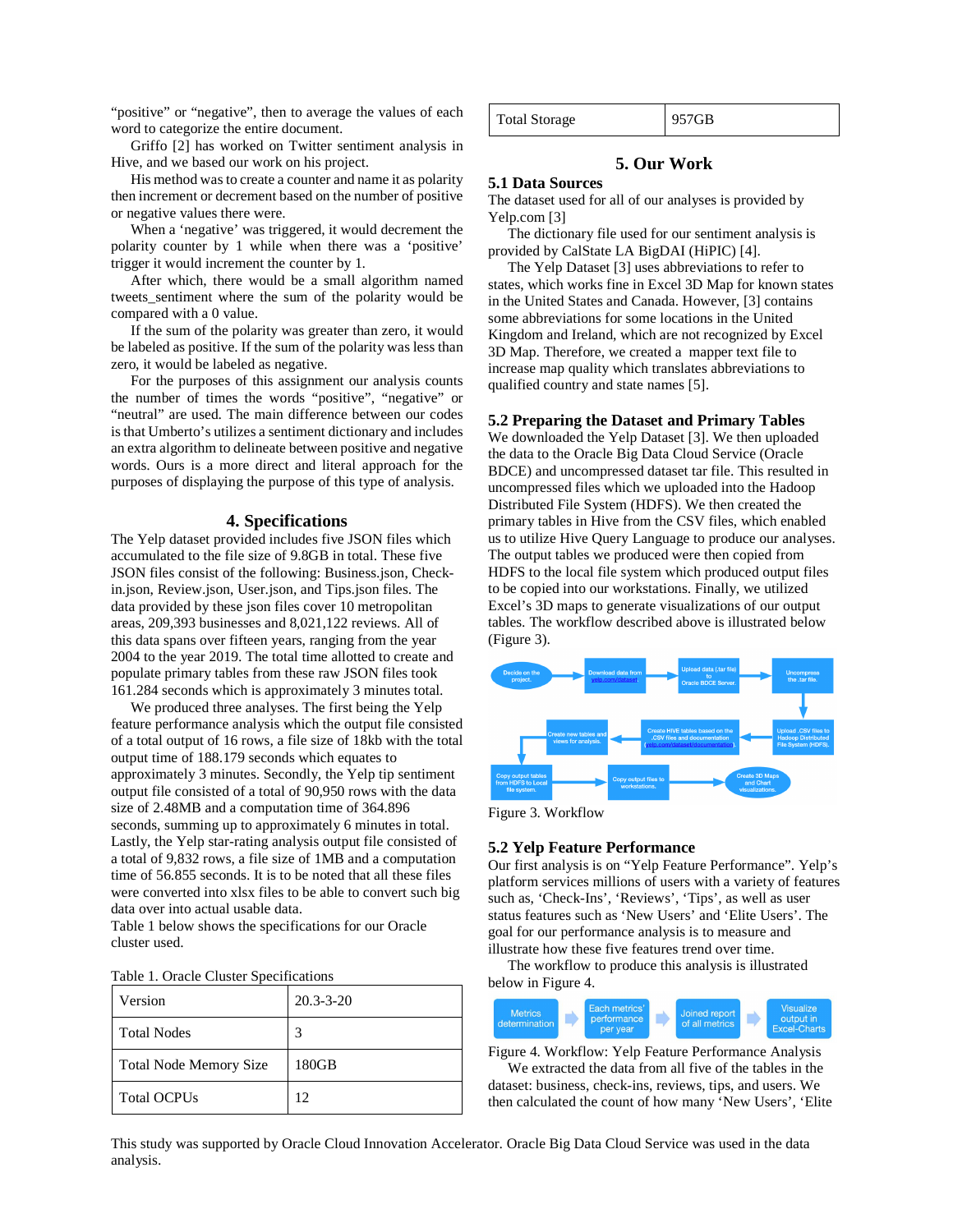"positive" or "negative", then to average the values of each word to categorize the entire document.

Griffo [2] has worked on Twitter sentiment analysis in Hive, and we based our work on his project.

His method was to create a counter and name it as polarity then increment or decrement based on the number of positive or negative values there were.

When a 'negative' was triggered, it would decrement the polarity counter by 1 while when there was a 'positive' trigger it would increment the counter by 1.

After which, there would be a small algorithm named tweets_sentiment where the sum of the polarity would be compared with a 0 value.

If the sum of the polarity was greater than zero, it would be labeled as positive. If the sum of the polarity was less than zero, it would be labeled as negative.

For the purposes of this assignment our analysis counts the number of times the words "positive", "negative" or "neutral" are used. The main difference between our codes is that Umberto's utilizes a sentiment dictionary and includes an extra algorithm to delineate between positive and negative words. Ours is a more direct and literal approach for the purposes of displaying the purpose of this type of analysis.

## 4. Specifications

The Yelp dataset provided includes five JSON files which accumulated to the file size of 9.8GB in total. These five JSON files consist of the following: Business.json, Check-in.json, Review.json, User.json, and Tips.json files. The data provided by these json files cover 10 metropolitan areas, 209,393 businesses and 8,021,122 reviews. All of this data spans over fifteen years, ranging from the year 2004 to the year 2019. The total time allotted to create and populate primary tables from these raw JSON files took 161.284 seconds which is approximately 3 minutes total.

We produced three analyses. The first being the Yelp feature performance analysis which the output file consisted of a total output of 16 rows, a file size of 18kb with the total output time of 188.179 seconds which equates to approximately 3 minutes. Secondly, the Yelp tip sentiment output file consisted of a total of 90,950 rows with the data size of 2.48MB and a computation time of 364.896 seconds, summing up to approximately 6 minutes in total. Lastly, the Yelp star-rating analysis output file consisted of a total of 9,832 rows, a file size of 1MB and a computation time of 56.855 seconds. It is to be noted that all these files were converted into xlsx files to be able to convert such big data over into actual usable data.

Table 1 below shows the specifications for our Oracle cluster used.

Table 1. Oracle Cluster Specifications

| Version | 20.3-3-20 |
|---|---|
| Total Nodes | 3 |
| Total Node Memory Size | 180GB |
| Total OCPUs | 12 |
| Total Storage | 957GB |

## 5. Our Work

### 5.1 Data Sources

The dataset used for all of our analyses is provided by Yelp.com [3]

The dictionary file used for our sentiment analysis is provided by CalState LA BigDAI (HiPIC) [4].

The Yelp Dataset [3] uses abbreviations to refer to states, which works fine in Excel 3D Map for known states in the United States and Canada. However, [3] contains some abbreviations for some locations in the United Kingdom and Ireland, which are not recognized by Excel 3D Map. Therefore, we created a mapper text file to increase map quality which translates abbreviations to qualified country and state names [5].

### 5.2 Preparing the Dataset and Primary Tables

We downloaded the Yelp Dataset [3]. We then uploaded the data to the Oracle Big Data Cloud Service (Oracle BDCE) and uncompressed dataset tar file. This resulted in uncompressed files which we uploaded into the Hadoop Distributed File System (HDFS). We then created the primary tables in Hive from the CSV files, which enabled us to utilize Hive Query Language to produce our analyses. The output tables we produced were then copied from HDFS to the local file system which produced output files to be copied into our workstations. Finally, we utilized Excel's 3D maps to generate visualizations of our output tables. The workflow described above is illustrated below (Figure 3).

Figure 3. Workflow

### 5.2 Yelp Feature Performance

Our first analysis is on "Yelp Feature Performance". Yelp's platform services millions of users with a variety of features such as, 'Check-Ins', 'Reviews', 'Tips', as well as user status features such as 'New Users' and 'Elite Users'. The goal for our performance analysis is to measure and illustrate how these five features trend over time.

The workflow to produce this analysis is illustrated below in Figure 4.

Figure 4. Workflow: Yelp Feature Performance Analysis

We extracted the data from all five of the tables in the dataset: business, check-ins, reviews, tips, and users. We then calculated the count of how many 'New Users', 'Elite

This study was supported by Oracle Cloud Innovation Accelerator. Oracle Big Data Cloud Service was used in the data analysis.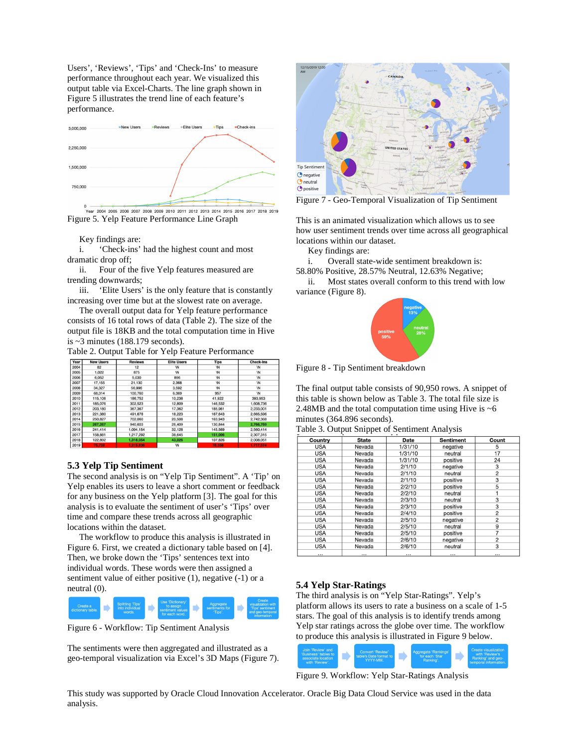Users', 'Reviews', 'Tips' and 'Check-Ins' to measure performance throughout each year. We visualized this output table via Excel-Charts. The line graph shown in Figure 5 illustrates the trend line of each feature's performance.

Figure 5. Yelp Feature Performance Line Graph

Key findings are:

i. 'Check-ins' had the highest count and most dramatic drop off;

ii. Four of the five Yelp features measured are trending downwards;

iii. 'Elite Users' is the only feature that is constantly increasing over time but at the slowest rate on average.

The overall output data for Yelp feature performance consists of 16 total rows of data (Table 2). The size of the output file is 18KB and the total computation time in Hive is ~3 minutes (188.179 seconds).

Table 2. Output Table for Yelp Feature Performance

| Year | New Users | Reviews | Elite Users | Tips | Check-ins |
|---|---|---|---|---|---|
| 2004 | 82 | 12 | \N | \N | \N |
| 2005 | 1,022 | 875 | \N | \N | \N |
| 2006 | 6,052 | 5,030 | 896 | \N | \N |
| 2007 | 17,155 | 21,130 | 2,368 | \N | \N |
| 2008 | 34,327 | 56,996 | 3,592 | \N | \N |
| 2009 | 68,314 | 100,760 | 6,369 | 957 | \N |
| 2010 | 115,106 | 186,752 | 10,238 | 41,922 | 393,953 |
| 2011 | 185,076 | 302,523 | 12,809 | 146,532 | 1,608,736 |
| 2012 | 203,180 | 367,367 | 17,362 | 185,961 | 2,233,001 |
| 2013 | 221,380 | 491,678 | 18,223 | 167,643 | 2,665,596 |
| 2014 | 250,827 | 702,060 | 20,508 | 163,943 | 2,742,368 |
| 2015 | 267,267 | 940,603 | 26,409 | 130,844 | 2,766,769 |
| 2016 | 241,414 | 1,094,154 | 32,128 | 145,569 | 2,560,414 |
| 2017 | 158,881 | 1,217,292 | 38,645 | 151,006 | 2,307,315 |
| 2018 | 122,892 | 1,318,054 | 43,025 | 107,826 | 2,008,051 |
| 2019 | 76,726 | 1,215,036 | \N | 76,550 | 1,717,374 |

## 5.3 Yelp Tip Sentiment

The second analysis is on "Yelp Tip Sentiment". A 'Tip' on Yelp enables its users to leave a short comment or feedback for any business on the Yelp platform [3]. The goal for this analysis is to evaluate the sentiment of user's 'Tips' over time and compare these trends across all geographic locations within the dataset.

The workflow to produce this analysis is illustrated in Figure 6. First, we created a dictionary table based on [4]. Then, we broke down the 'Tips' sentences text into individual words. These words were then assigned a sentiment value of either positive (1), negative (-1) or a neutral (0).

Create a dictionary table. → Splitting 'Tips' into individual words. → Use 'Dictionary' to assign sentiment values for each word. → Aggregate sentiments for 'Tips'. → Create visualization with 'Tips' sentiment and geo-temporal information

Figure 6 - Workflow: Tip Sentiment Analysis

The sentiments were then aggregated and illustrated as a geo-temporal visualization via Excel's 3D Maps (Figure 7).

Figure 7 - Geo-Temporal Visualization of Tip Sentiment

This is an animated visualization which allows us to see how user sentiment trends over time across all geographical locations within our dataset.

Key findings are:

i. Overall state-wide sentiment breakdown is: 58.80% Positive, 28.57% Neutral, 12.63% Negative;

ii. Most states overall conform to this trend with low variance (Figure 8).

Figure 8 - Tip Sentiment breakdown

The final output table consists of 90,950 rows. A snippet of this table is shown below as Table 3. The total file size is 2.48MB and the total computation time using Hive is ~6 minutes (364.896 seconds).

Table 3. Output Snippet of Sentiment Analysis

| Country | State | Date | Sentiment | Count |
|---|---|---|---|---|
| USA | Nevada | 1/31/10 | negative | 5 |
| USA | Nevada | 1/31/10 | neutral | 17 |
| USA | Nevada | 1/31/10 | positive | 24 |
| USA | Nevada | 2/1/10 | negative | 3 |
| USA | Nevada | 2/1/10 | neutral | 2 |
| USA | Nevada | 2/1/10 | positive | 3 |
| USA | Nevada | 2/2/10 | positive | 5 |
| USA | Nevada | 2/2/10 | neutral | 1 |
| USA | Nevada | 2/3/10 | neutral | 3 |
| USA | Nevada | 2/3/10 | positive | 3 |
| USA | Nevada | 2/4/10 | positive | 2 |
| USA | Nevada | 2/5/10 | negative | 2 |
| USA | Nevada | 2/5/10 | neutral | 9 |
| USA | Nevada | 2/5/10 | positive | 7 |
| USA | Nevada | 2/6/10 | negative | 2 |
| USA | Nevada | 2/6/10 | neutral | 3 |
| ... | ... | ... | ... | ... |

## 5.4 Yelp Star-Ratings

The third analysis is on "Yelp Star-Ratings". Yelp's platform allows its users to rate a business on a scale of 1-5 stars. The goal of this analysis is to identify trends among Yelp star ratings across the globe over time. The workflow to produce this analysis is illustrated in Figure 9 below.

Join 'Review' and 'Business' tables to associate location with 'Review'. → Convert 'Review' table's Date format to YYYY-MM. → Aggregate 'Rankings' for each 'Star Ranking'. → Create visualization with 'Review's Ranking' and geo-temporal information.

Figure 9. Workflow: Yelp Star-Ratings Analysis

This study was supported by Oracle Cloud Innovation Accelerator. Oracle Big Data Cloud Service was used in the data analysis.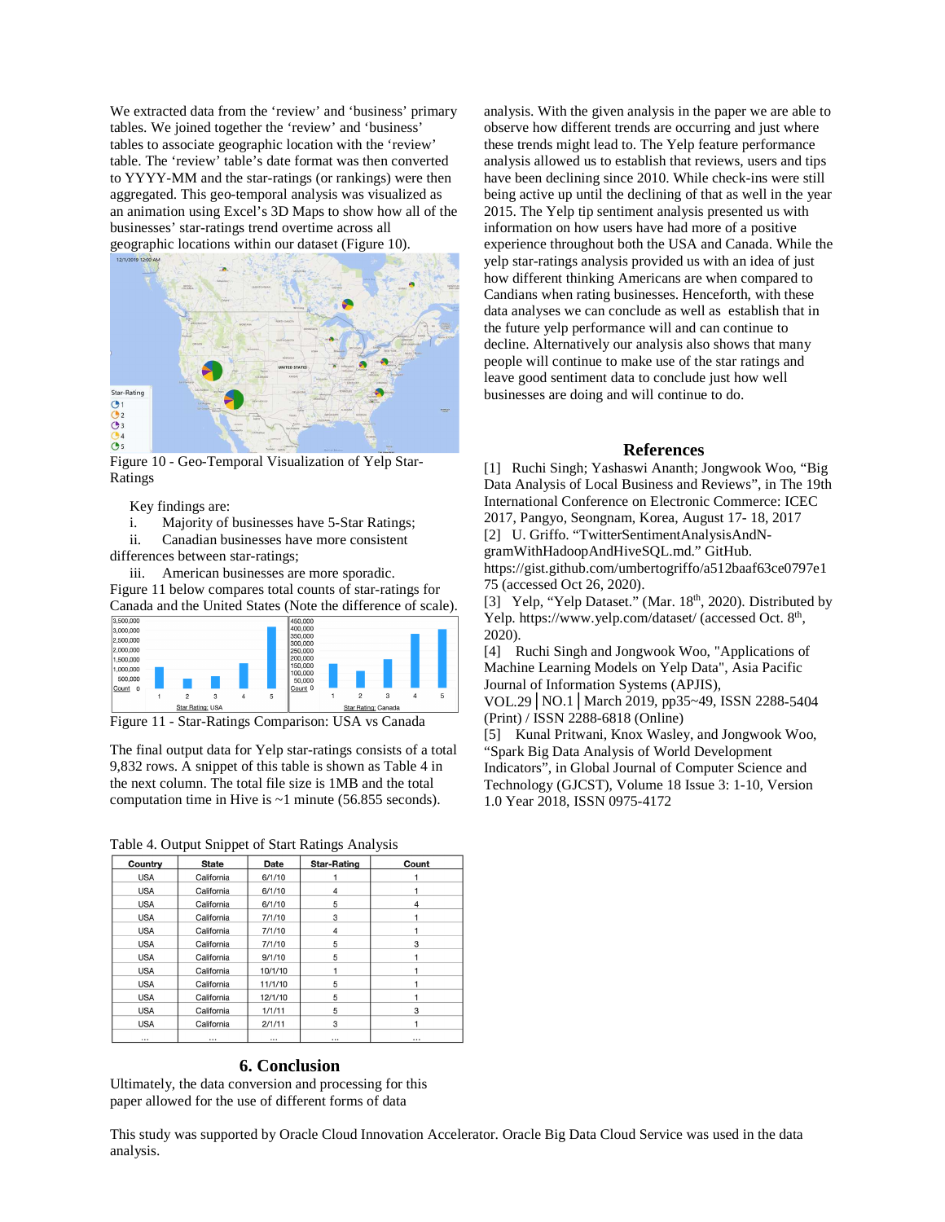We extracted data from the 'review' and 'business' primary tables. We joined together the 'review' and 'business' tables to associate geographic location with the 'review' table. The 'review' table's date format was then converted to YYYY-MM and the star-ratings (or rankings) were then aggregated. This geo-temporal analysis was visualized as an animation using Excel's 3D Maps to show how all of the businesses' star-ratings trend overtime across all geographic locations within our dataset (Figure 10).

12/1/2019 12:00 AM

Star-Rating
1
2
3
4
5

Figure 10 - Geo-Temporal Visualization of Yelp Star-Ratings

Key findings are:

i. Majority of businesses have 5-Star Ratings;

ii. Canadian businesses have more consistent differences between star-ratings;

iii. American businesses are more sporadic.

Figure 11 below compares total counts of star-ratings for Canada and the United States (Note the difference of scale).

3,500,000
3,000,000
2,500,000
2,000,000
1,500,000
1,000,000
500,000
Count 0
1 2 3 4 5
Star Rating: USA

450,000
400,000
350,000
300,000
250,000
200,000
150,000
100,000
50,000
Count 0
1 2 3 4 5
Star Rating: Canada

Figure 11 - Star-Ratings Comparison: USA vs Canada

The final output data for Yelp star-ratings consists of a total 9,832 rows. A snippet of this table is shown as Table 4 in the next column. The total file size is 1MB and the total computation time in Hive is ~1 minute (56.855 seconds).

Table 4. Output Snippet of Start Ratings Analysis

| Country | State | Date | Star-Rating | Count |
|---|---|---|---|---|
| USA | California | 6/1/10 | 1 | 1 |
| USA | California | 6/1/10 | 4 | 1 |
| USA | California | 6/1/10 | 5 | 4 |
| USA | California | 7/1/10 | 3 | 1 |
| USA | California | 7/1/10 | 4 | 1 |
| USA | California | 7/1/10 | 5 | 3 |
| USA | California | 9/1/10 | 5 | 1 |
| USA | California | 10/1/10 | 1 | 1 |
| USA | California | 11/1/10 | 5 | 1 |
| USA | California | 12/1/10 | 5 | 1 |
| USA | California | 1/1/11 | 5 | 3 |
| USA | California | 2/1/11 | 3 | 1 |
| ... | ... | ... | ... | ... |

## 6. Conclusion

Ultimately, the data conversion and processing for this paper allowed for the use of different forms of data analysis. With the given analysis in the paper we are able to observe how different trends are occurring and just where these trends might lead to. The Yelp feature performance analysis allowed us to establish that reviews, users and tips have been declining since 2010. While check-ins were still being active up until the declining of that as well in the year 2015. The Yelp tip sentiment analysis presented us with information on how users have had more of a positive experience throughout both the USA and Canada. While the yelp star-ratings analysis provided us with an idea of just how different thinking Americans are when compared to Candians when rating businesses. Henceforth, with these data analyses we can conclude as well as establish that in the future yelp performance will and can continue to decline. Alternatively our analysis also shows that many people will continue to make use of the star ratings and leave good sentiment data to conclude just how well businesses are doing and will continue to do.

## References

[1] Ruchi Singh; Yashaswi Ananth; Jongwook Woo, "Big Data Analysis of Local Business and Reviews", in The 19th International Conference on Electronic Commerce: ICEC 2017, Pangyo, Seongnam, Korea, August 17- 18, 2017

[2] U. Griffo. "TwitterSentimentAnalysisAndN-gramWithHadoopAndHiveSQL.md." GitHub. https://gist.github.com/umbertogriffo/a512baaf63ce0797e175 (accessed Oct 26, 2020).

[3] Yelp, "Yelp Dataset." (Mar. 18th, 2020). Distributed by Yelp. https://www.yelp.com/dataset/ (accessed Oct. 8th, 2020).

[4] Ruchi Singh and Jongwook Woo, "Applications of Machine Learning Models on Yelp Data", Asia Pacific Journal of Information Systems (APJIS), VOL.29 | NO.1 | March 2019, pp35~49, ISSN 2288-5404 (Print) / ISSN 2288-6818 (Online)

[5] Kunal Pritwani, Knox Wasley, and Jongwook Woo, "Spark Big Data Analysis of World Development Indicators", in Global Journal of Computer Science and Technology (GJCST), Volume 18 Issue 3: 1-10, Version 1.0 Year 2018, ISSN 0975-4172

This study was supported by Oracle Cloud Innovation Accelerator. Oracle Big Data Cloud Service was used in the data analysis.